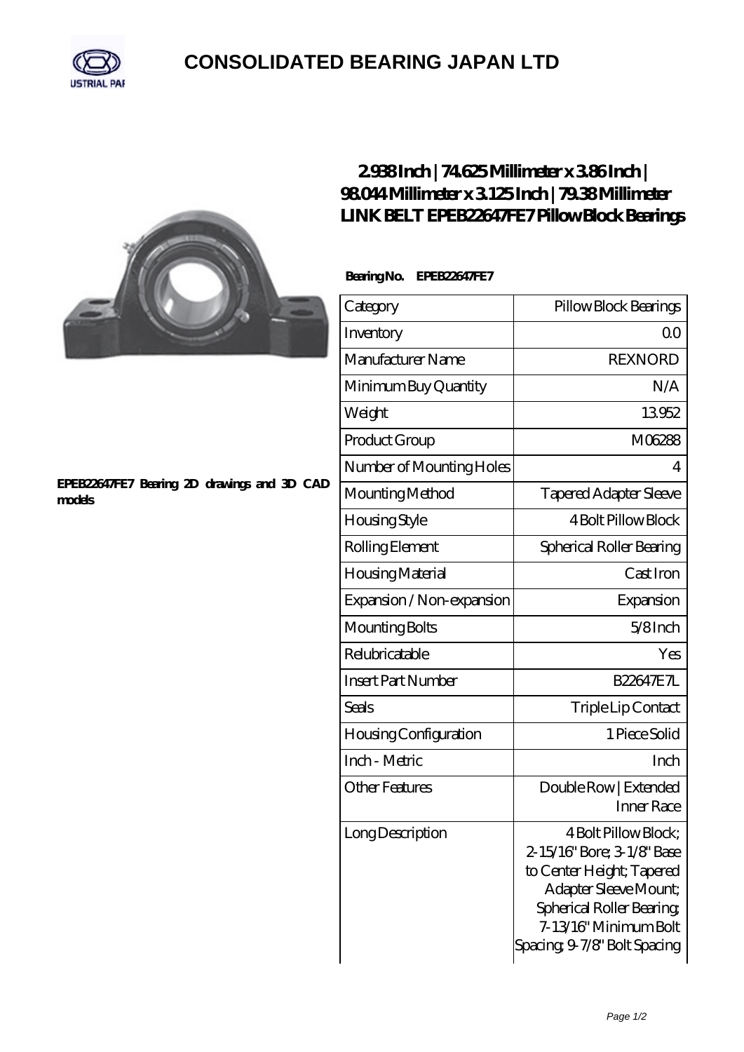# CONSOLIDATED BEARING JAPAN LTD

## 2.938 Inch | 74.625 Millimeter x 3.86 Inch | 98.044 Millimeter x 3.125 Inch | 79.38 Millimeter LINK BELT EPEB22647FE7 Pillow Block Bearings

EPEB22647FE7 Bearing 2D drawings and 3D CAD models

**Bearing No. EPEB22647FE7**

| Category | Pillow Block Bearings |
|---|---|
| Inventory | 0.0 |
| Manufacturer Name | REXNORD |
| Minimum Buy Quantity | N/A |
| Weight | 13.952 |
| Product Group | M06288 |
| Number of Mounting Holes | 4 |
| Mounting Method | Tapered Adapter Sleeve |
| Housing Style | 4 Bolt Pillow Block |
| Rolling Element | Spherical Roller Bearing |
| Housing Material | Cast Iron |
| Expansion / Non-expansion | Expansion |
| Mounting Bolts | 5/8 Inch |
| Relubricatable | Yes |
| Insert Part Number | B22647E7L |
| Seals | Triple Lip Contact |
| Housing Configuration | 1 Piece Solid |
| Inch - Metric | Inch |
| Other Features | Double Row \| Extended Inner Race |
| Long Description | 4 Bolt Pillow Block; 2-15/16" Bore; 3-1/8" Base to Center Height; Tapered Adapter Sleeve Mount; Spherical Roller Bearing; 7-13/16" Minimum Bolt Spacing; 9-7/8" Bolt Spacing |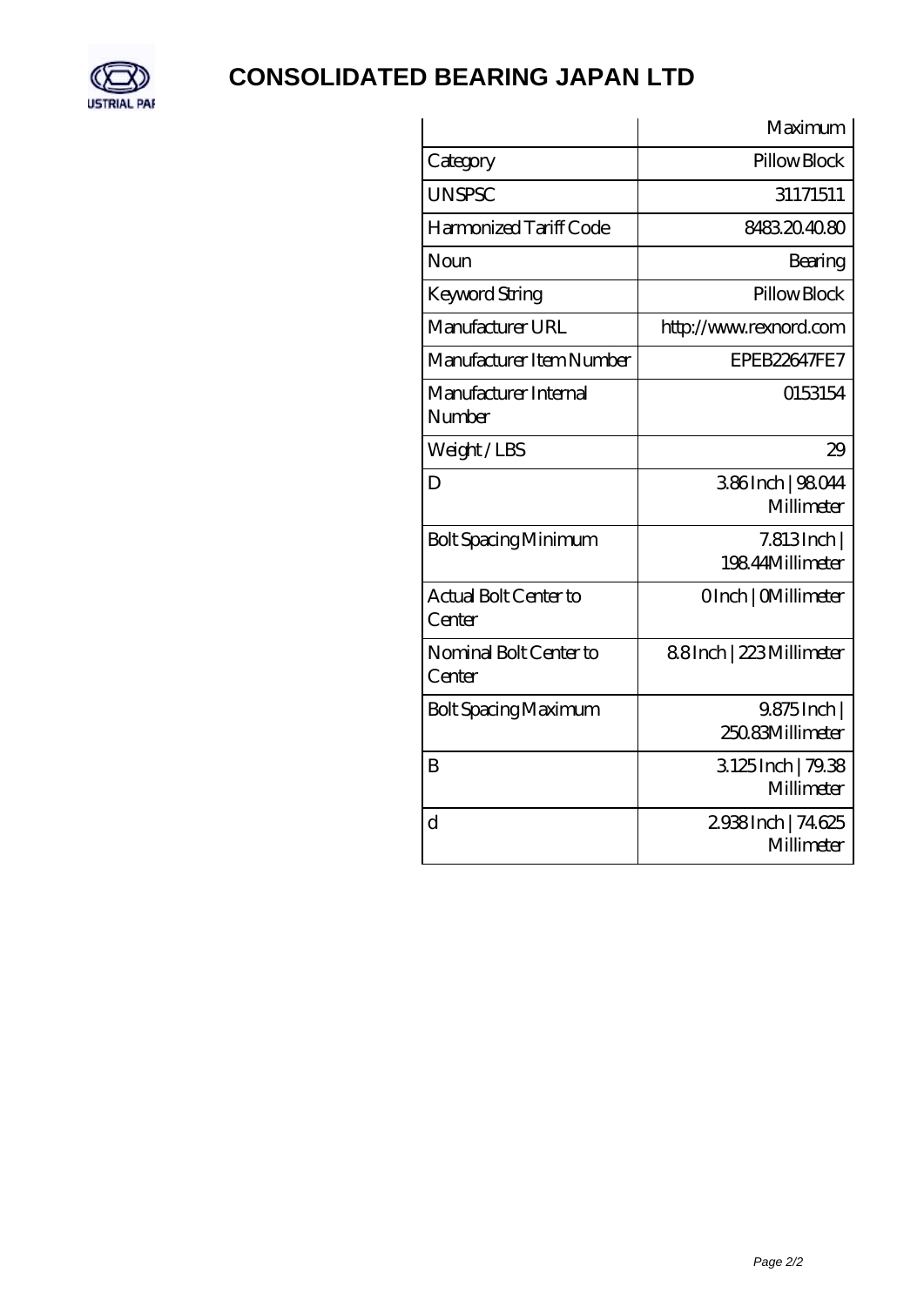# CONSOLIDATED BEARING JAPAN LTD

| | |
|---|---|
| | Maximum |
| Category | Pillow Block |
| UNSPSC | 31171511 |
| Harmonized Tariff Code | 8483.20.40.80 |
| Noun | Bearing |
| Keyword String | Pillow Block |
| Manufacturer URL | http://www.rexnord.com |
| Manufacturer Item Number | EPEB22647FE7 |
| Manufacturer Internal Number | 0153154 |
| Weight / LBS | 29 |
| D | 3.86 Inch \| 98.044 Millimeter |
| Bolt Spacing Minimum | 7.813 Inch \| 198.44Millimeter |
| Actual Bolt Center to Center | 0 Inch \| 0Millimeter |
| Nominal Bolt Center to Center | 8.8 Inch \| 223 Millimeter |
| Bolt Spacing Maximum | 9.875 Inch \| 250.83Millimeter |
| B | 3.125 Inch \| 79.38 Millimeter |
| d | 2.938 Inch \| 74.625 Millimeter |